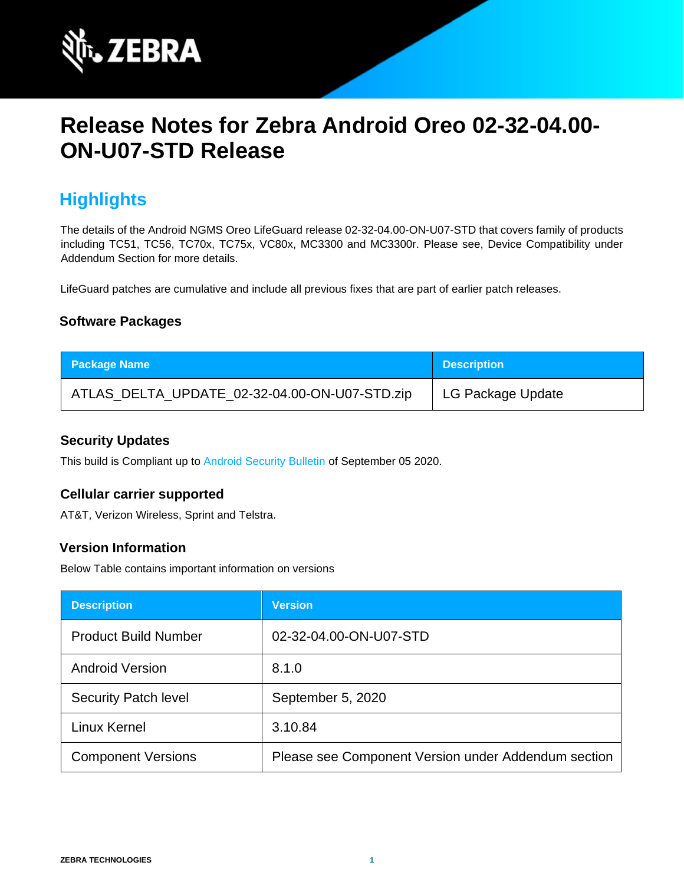# Release Notes for Zebra Android Oreo 02-32-04.00-ON-U07-STD Release

## Highlights

The details of the Android NGMS Oreo LifeGuard release 02-32-04.00-ON-U07-STD that covers family of products including TC51, TC56, TC70x, TC75x, VC80x, MC3300 and MC3300r. Please see, Device Compatibility under Addendum Section for more details.

LifeGuard patches are cumulative and include all previous fixes that are part of earlier patch releases.

### Software Packages

| Package Name | Description |
| --- | --- |
| ATLAS_DELTA_UPDATE_02-32-04.00-ON-U07-STD.zip | LG Package Update |

### Security Updates

This build is Compliant up to Android Security Bulletin of September 05 2020.

### Cellular carrier supported

AT&T, Verizon Wireless, Sprint and Telstra.

### Version Information

Below Table contains important information on versions

| Description | Version |
| --- | --- |
| Product Build Number | 02-32-04.00-ON-U07-STD |
| Android Version | 8.1.0 |
| Security Patch level | September 5, 2020 |
| Linux Kernel | 3.10.84 |
| Component Versions | Please see Component Version under Addendum section |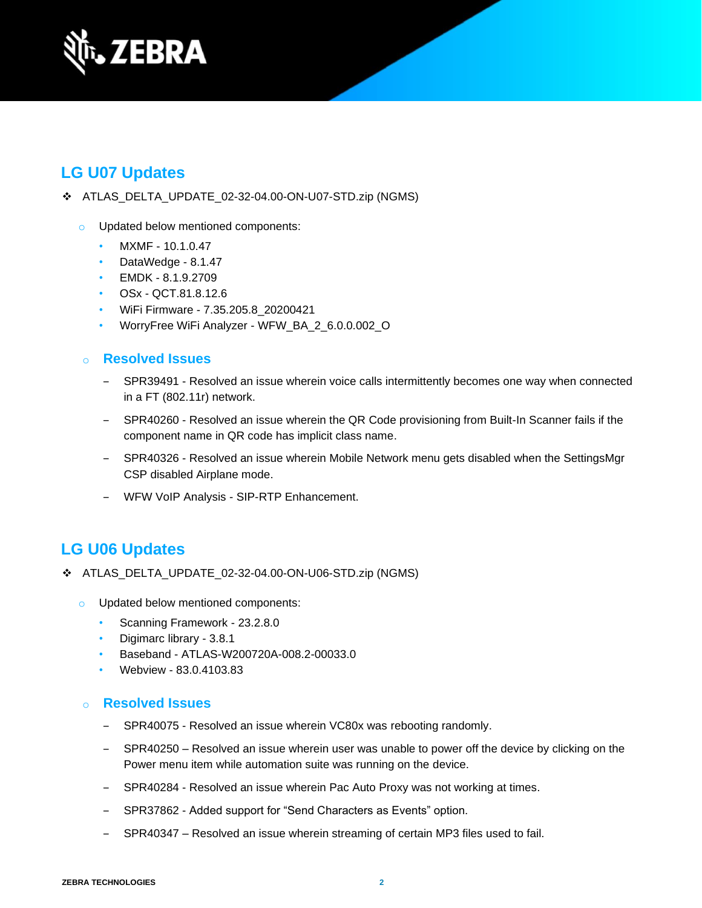## LG U07 Updates

- ATLAS_DELTA_UPDATE_02-32-04.00-ON-U07-STD.zip (NGMS)
  - Updated below mentioned components:
    - MXMF - 10.1.0.47
    - DataWedge - 8.1.47
    - EMDK - 8.1.9.2709
    - OSx - QCT.81.8.12.6
    - WiFi Firmware - 7.35.205.8_20200421
    - WorryFree WiFi Analyzer - WFW_BA_2_6.0.0.002_O
  - ### Resolved Issues
    - SPR39491 - Resolved an issue wherein voice calls intermittently becomes one way when connected in a FT (802.11r) network.
    - SPR40260 - Resolved an issue wherein the QR Code provisioning from Built-In Scanner fails if the component name in QR code has implicit class name.
    - SPR40326 - Resolved an issue wherein Mobile Network menu gets disabled when the SettingsMgr CSP disabled Airplane mode.
    - WFW VoIP Analysis - SIP-RTP Enhancement.

## LG U06 Updates

- ATLAS_DELTA_UPDATE_02-32-04.00-ON-U06-STD.zip (NGMS)
  - Updated below mentioned components:
    - Scanning Framework - 23.2.8.0
    - Digimarc library - 3.8.1
    - Baseband - ATLAS-W200720A-008.2-00033.0
    - Webview - 83.0.4103.83
  - ### Resolved Issues
    - SPR40075 - Resolved an issue wherein VC80x was rebooting randomly.
    - SPR40250 – Resolved an issue wherein user was unable to power off the device by clicking on the Power menu item while automation suite was running on the device.
    - SPR40284 - Resolved an issue wherein Pac Auto Proxy was not working at times.
    - SPR37862 - Added support for “Send Characters as Events” option.
    - SPR40347 – Resolved an issue wherein streaming of certain MP3 files used to fail.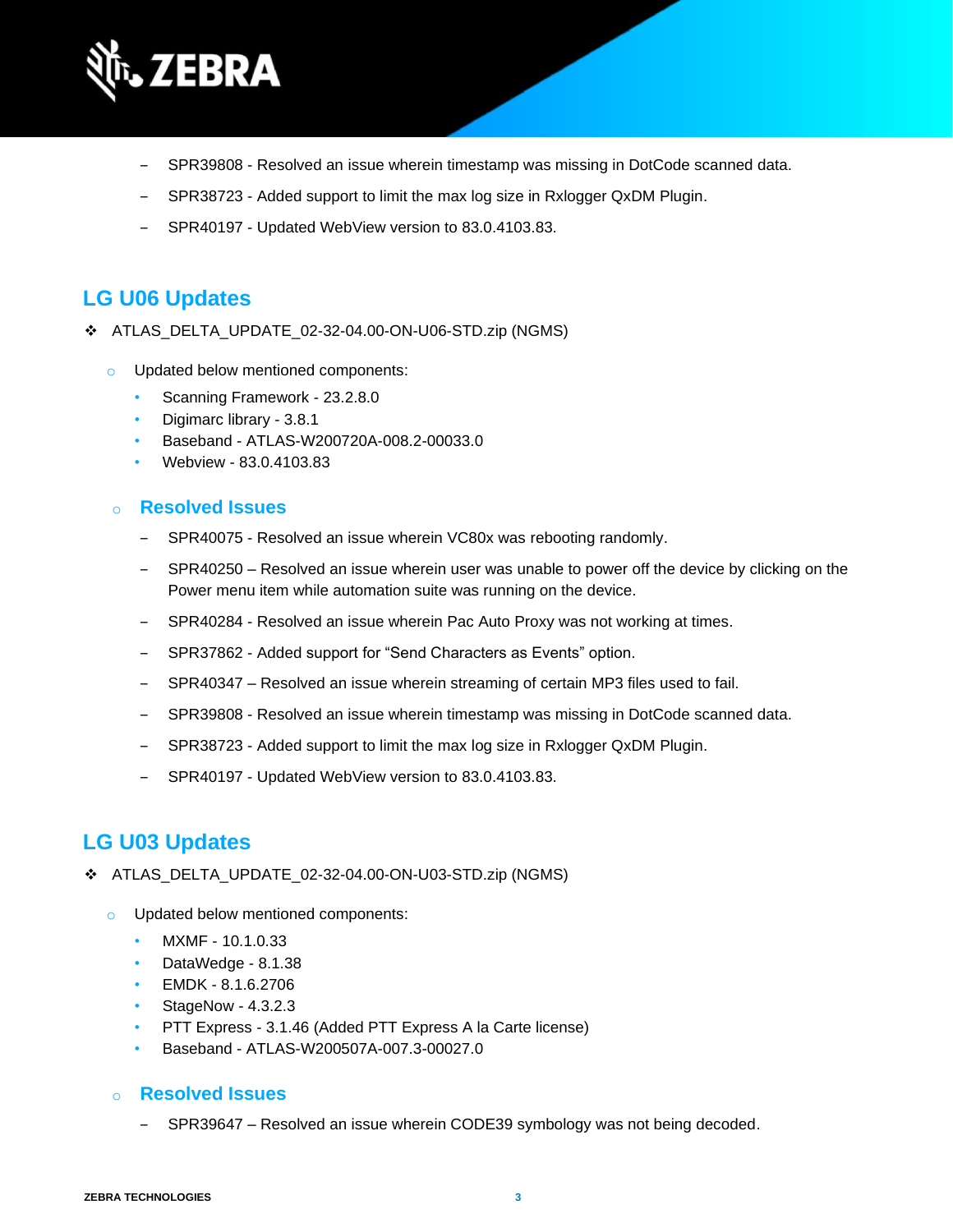- SPR39808 - Resolved an issue wherein timestamp was missing in DotCode scanned data.
- SPR38723 - Added support to limit the max log size in Rxlogger QxDM Plugin.
- SPR40197 - Updated WebView version to 83.0.4103.83.

## LG U06 Updates

- ATLAS_DELTA_UPDATE_02-32-04.00-ON-U06-STD.zip (NGMS)
  - Updated below mentioned components:
    - Scanning Framework - 23.2.8.0
    - Digimarc library - 3.8.1
    - Baseband - ATLAS-W200720A-008.2-00033.0
    - Webview - 83.0.4103.83

### Resolved Issues

- SPR40075 - Resolved an issue wherein VC80x was rebooting randomly.
- SPR40250 – Resolved an issue wherein user was unable to power off the device by clicking on the Power menu item while automation suite was running on the device.
- SPR40284 - Resolved an issue wherein Pac Auto Proxy was not working at times.
- SPR37862 - Added support for “Send Characters as Events” option.
- SPR40347 – Resolved an issue wherein streaming of certain MP3 files used to fail.
- SPR39808 - Resolved an issue wherein timestamp was missing in DotCode scanned data.
- SPR38723 - Added support to limit the max log size in Rxlogger QxDM Plugin.
- SPR40197 - Updated WebView version to 83.0.4103.83.

## LG U03 Updates

- ATLAS_DELTA_UPDATE_02-32-04.00-ON-U03-STD.zip (NGMS)
  - Updated below mentioned components:
    - MXMF - 10.1.0.33
    - DataWedge - 8.1.38
    - EMDK - 8.1.6.2706
    - StageNow - 4.3.2.3
    - PTT Express - 3.1.46 (Added PTT Express A la Carte license)
    - Baseband - ATLAS-W200507A-007.3-00027.0

### Resolved Issues

- SPR39647 – Resolved an issue wherein CODE39 symbology was not being decoded.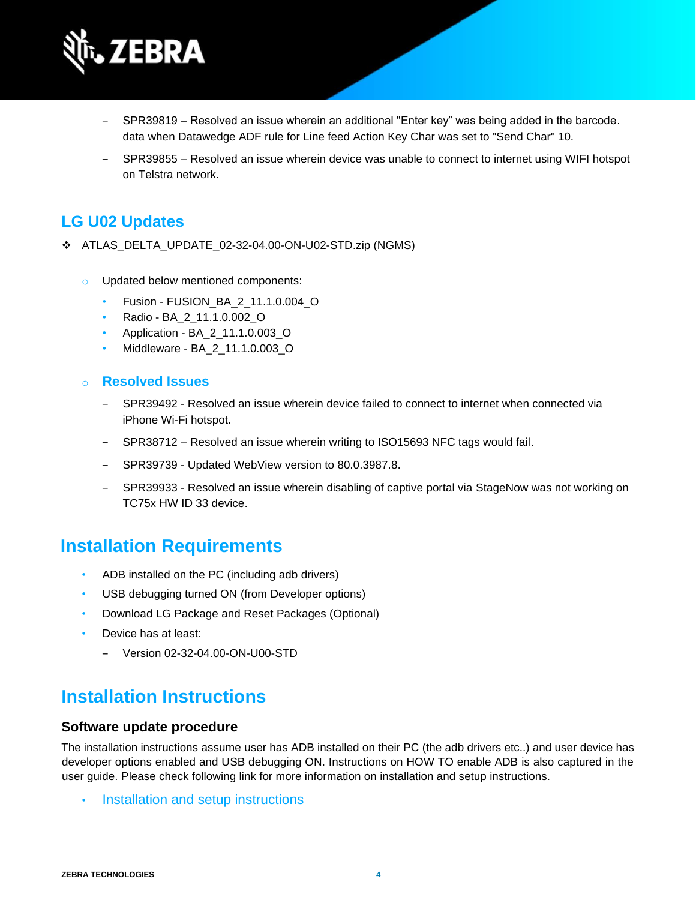- SPR39819 – Resolved an issue wherein an additional "Enter key" was being added in the barcode. data when Datawedge ADF rule for Line feed Action Key Char was set to "Send Char" 10.
- SPR39855 – Resolved an issue wherein device was unable to connect to internet using WIFI hotspot on Telstra network.

## LG U02 Updates

- ATLAS_DELTA_UPDATE_02-32-04.00-ON-U02-STD.zip (NGMS)

  - Updated below mentioned components:
    - Fusion - FUSION_BA_2_11.1.0.004_O
    - Radio - BA_2_11.1.0.002_O
    - Application - BA_2_11.1.0.003_O
    - Middleware - BA_2_11.1.0.003_O

  - **Resolved Issues**
    - SPR39492 - Resolved an issue wherein device failed to connect to internet when connected via iPhone Wi-Fi hotspot.
    - SPR38712 – Resolved an issue wherein writing to ISO15693 NFC tags would fail.
    - SPR39739 - Updated WebView version to 80.0.3987.8.
    - SPR39933 - Resolved an issue wherein disabling of captive portal via StageNow was not working on TC75x HW ID 33 device.

# Installation Requirements

- ADB installed on the PC (including adb drivers)
- USB debugging turned ON (from Developer options)
- Download LG Package and Reset Packages (Optional)
- Device has at least:
  - Version 02-32-04.00-ON-U00-STD

# Installation Instructions

### Software update procedure

The installation instructions assume user has ADB installed on their PC (the adb drivers etc..) and user device has developer options enabled and USB debugging ON. Instructions on HOW TO enable ADB is also captured in the user guide. Please check following link for more information on installation and setup instructions.

- Installation and setup instructions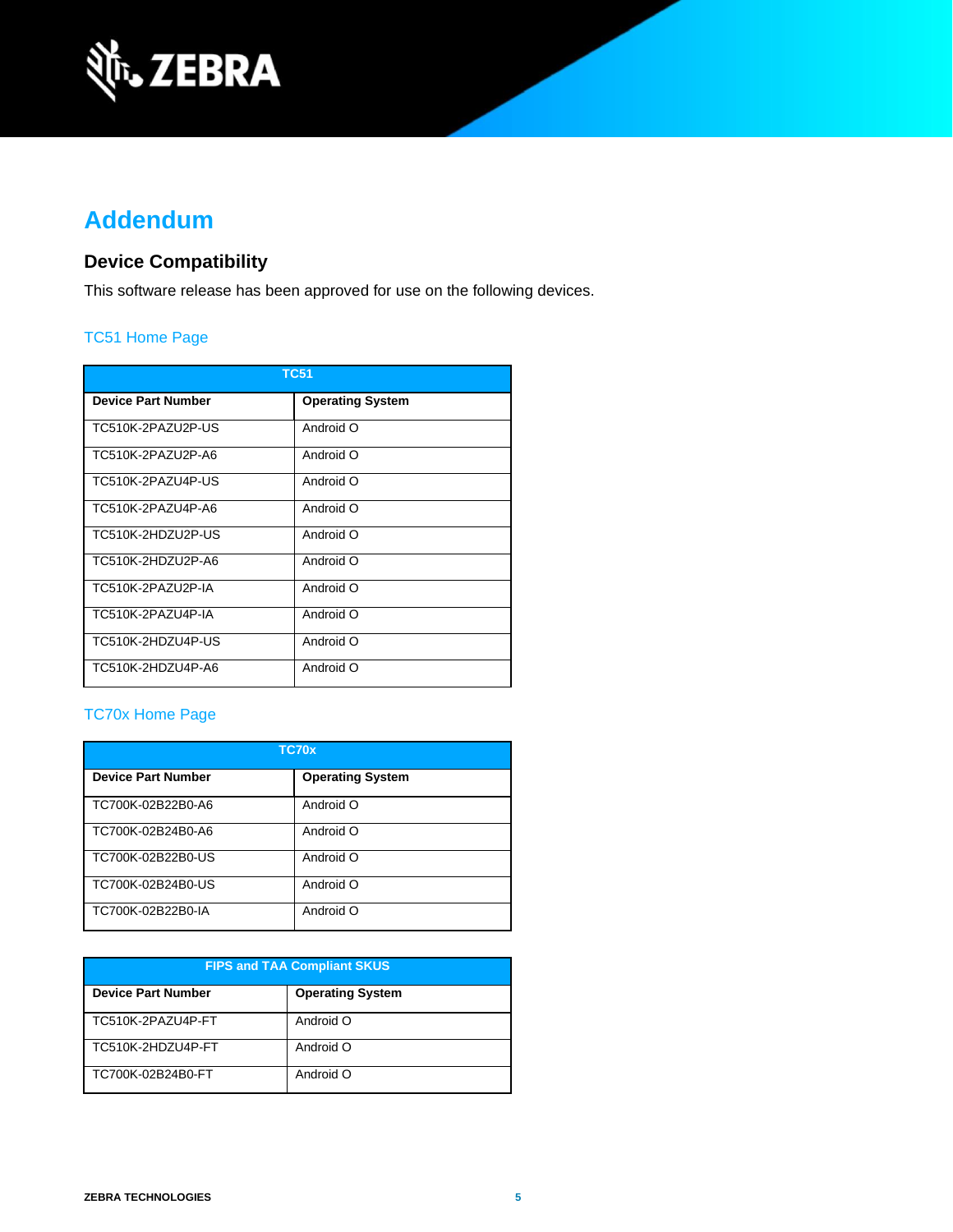# Addendum

## Device Compatibility

This software release has been approved for use on the following devices.

TC51 Home Page

| TC51 | |
|---|---|
| **Device Part Number** | **Operating System** |
| TC510K-2PAZU2P-US | Android O |
| TC510K-2PAZU2P-A6 | Android O |
| TC510K-2PAZU4P-US | Android O |
| TC510K-2PAZU4P-A6 | Android O |
| TC510K-2HDZU2P-US | Android O |
| TC510K-2HDZU2P-A6 | Android O |
| TC510K-2PAZU2P-IA | Android O |
| TC510K-2PAZU4P-IA | Android O |
| TC510K-2HDZU4P-US | Android O |
| TC510K-2HDZU4P-A6 | Android O |

TC70x Home Page

| TC70x | |
|---|---|
| **Device Part Number** | **Operating System** |
| TC700K-02B22B0-A6 | Android O |
| TC700K-02B24B0-A6 | Android O |
| TC700K-02B22B0-US | Android O |
| TC700K-02B24B0-US | Android O |
| TC700K-02B22B0-IA | Android O |

| FIPS and TAA Compliant SKUS | |
|---|---|
| **Device Part Number** | **Operating System** |
| TC510K-2PAZU4P-FT | Android O |
| TC510K-2HDZU4P-FT | Android O |
| TC700K-02B24B0-FT | Android O |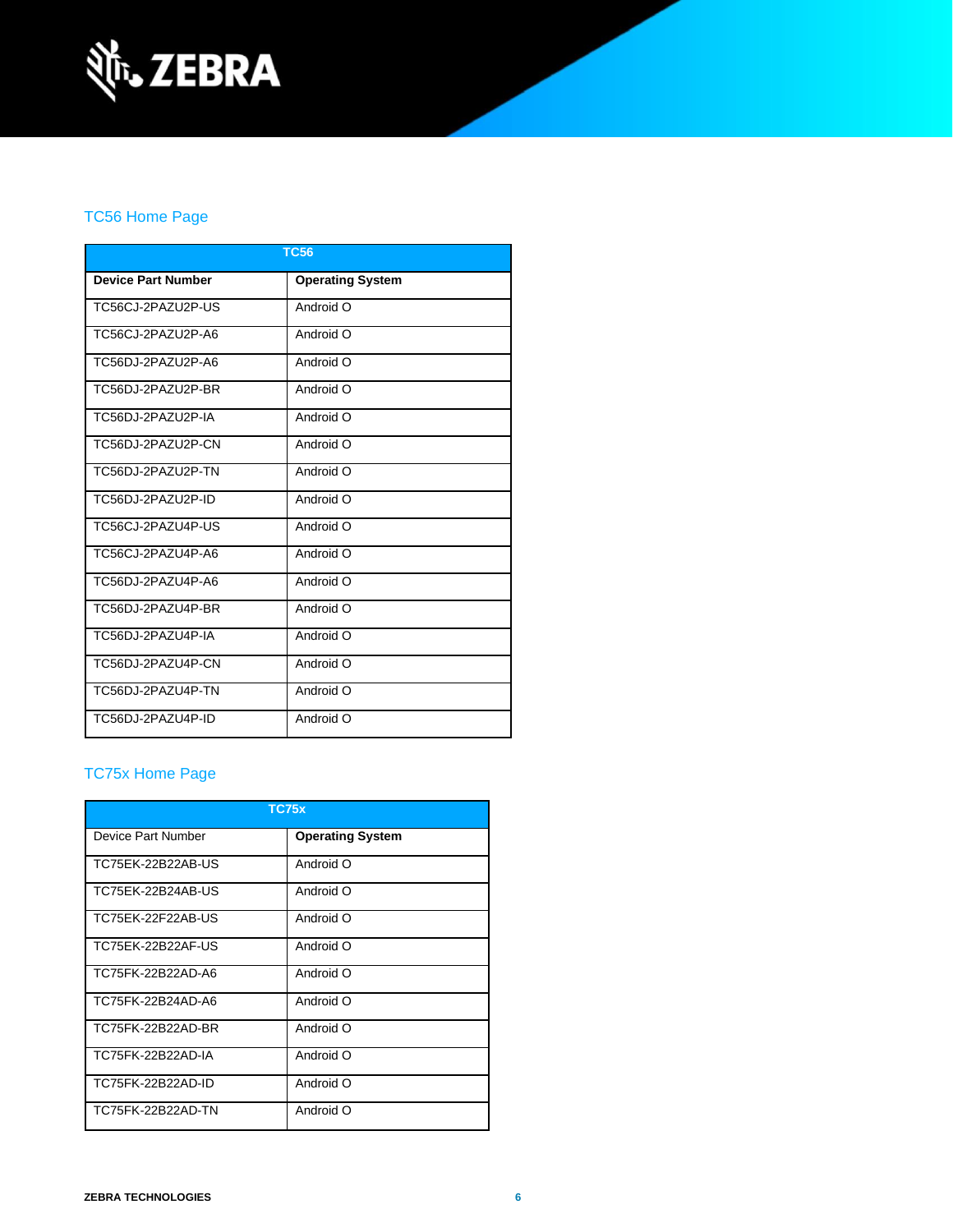## TC56 Home Page

| TC56 | |
|---|---|
| **Device Part Number** | **Operating System** |
| TC56CJ-2PAZU2P-US | Android O |
| TC56CJ-2PAZU2P-A6 | Android O |
| TC56DJ-2PAZU2P-A6 | Android O |
| TC56DJ-2PAZU2P-BR | Android O |
| TC56DJ-2PAZU2P-IA | Android O |
| TC56DJ-2PAZU2P-CN | Android O |
| TC56DJ-2PAZU2P-TN | Android O |
| TC56DJ-2PAZU2P-ID | Android O |
| TC56CJ-2PAZU4P-US | Android O |
| TC56CJ-2PAZU4P-A6 | Android O |
| TC56DJ-2PAZU4P-A6 | Android O |
| TC56DJ-2PAZU4P-BR | Android O |
| TC56DJ-2PAZU4P-IA | Android O |
| TC56DJ-2PAZU4P-CN | Android O |
| TC56DJ-2PAZU4P-TN | Android O |
| TC56DJ-2PAZU4P-ID | Android O |

## TC75x Home Page

| TC75x | |
|---|---|
| Device Part Number | **Operating System** |
| TC75EK-22B22AB-US | Android O |
| TC75EK-22B24AB-US | Android O |
| TC75EK-22F22AB-US | Android O |
| TC75EK-22B22AF-US | Android O |
| TC75FK-22B22AD-A6 | Android O |
| TC75FK-22B24AD-A6 | Android O |
| TC75FK-22B22AD-BR | Android O |
| TC75FK-22B22AD-IA | Android O |
| TC75FK-22B22AD-ID | Android O |
| TC75FK-22B22AD-TN | Android O |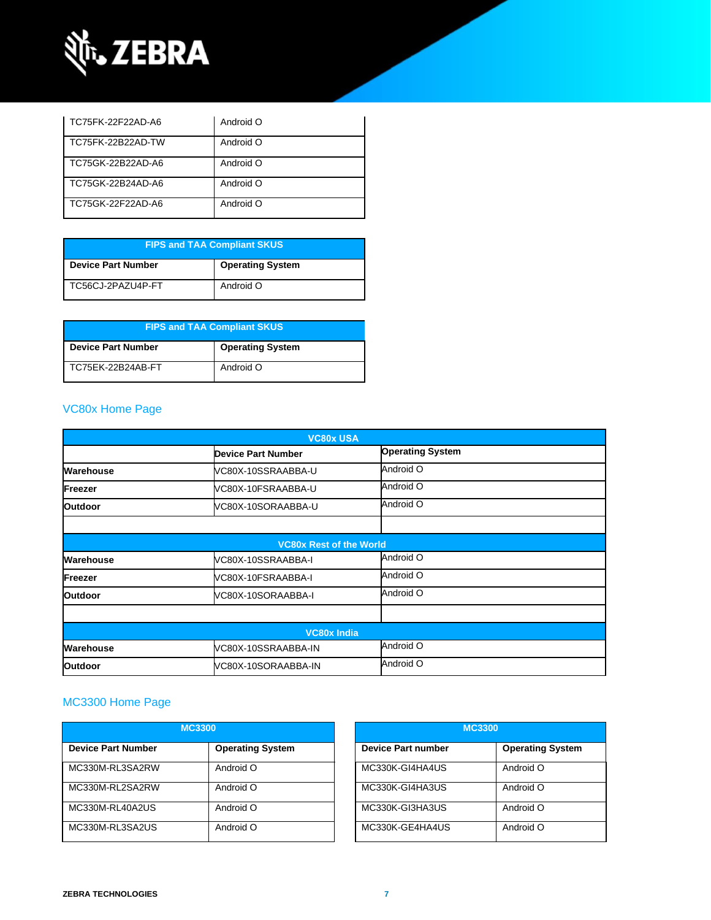| | |
|---|---|
| TC75FK-22F22AD-A6 | Android O |
| TC75FK-22B22AD-TW | Android O |
| TC75GK-22B22AD-A6 | Android O |
| TC75GK-22B24AD-A6 | Android O |
| TC75GK-22F22AD-A6 | Android O |

| FIPS and TAA Compliant SKUS | |
|---|---|
| **Device Part Number** | **Operating System** |
| TC56CJ-2PAZU4P-FT | Android O |

| FIPS and TAA Compliant SKUS | |
|---|---|
| **Device Part Number** | **Operating System** |
| TC75EK-22B24AB-FT | Android O |

## VC80x Home Page

| VC80x USA | | |
|---|---|---|
| | **Device Part Number** | **Operating System** |
| **Warehouse** | VC80X-10SSRAABBA-U | Android O |
| **Freezer** | VC80X-10FSRAABBA-U | Android O |
| **Outdoor** | VC80X-10SORAABBA-U | Android O |
| | | |
| **VC80x Rest of the World** | | |
| **Warehouse** | VC80X-10SSRAABBA-I | Android O |
| **Freezer** | VC80X-10FSRAABBA-I | Android O |
| **Outdoor** | VC80X-10SORAABBA-I | Android O |
| | | |
| **VC80x India** | | |
| **Warehouse** | VC80X-10SSRAABBA-IN | Android O |
| **Outdoor** | VC80X-10SORAABBA-IN | Android O |

## MC3300 Home Page

| MC3300 | |
|---|---|
| **Device Part Number** | **Operating System** |
| MC330M-RL3SA2RW | Android O |
| MC330M-RL2SA2RW | Android O |
| MC330M-RL40A2US | Android O |
| MC330M-RL3SA2US | Android O |

| MC3300 | |
|---|---|
| **Device Part number** | **Operating System** |
| MC330K-GI4HA4US | Android O |
| MC330K-GI4HA3US | Android O |
| MC330K-GI3HA3US | Android O |
| MC330K-GE4HA4US | Android O |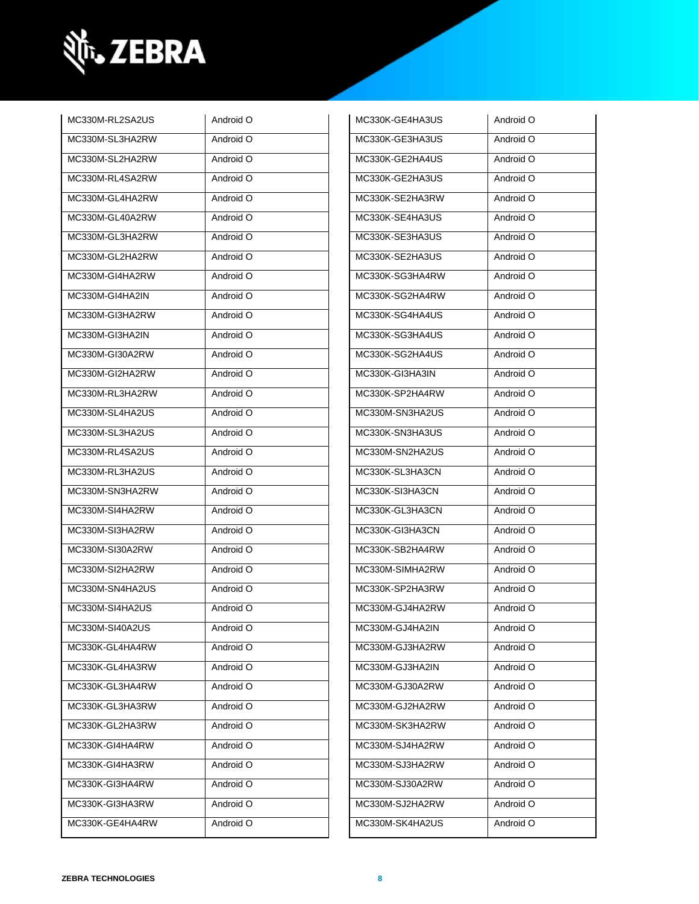| | |
|---|---|
| MC330M-RL2SA2US | Android O |
| MC330M-SL3HA2RW | Android O |
| MC330M-SL2HA2RW | Android O |
| MC330M-RL4SA2RW | Android O |
| MC330M-GL4HA2RW | Android O |
| MC330M-GL40A2RW | Android O |
| MC330M-GL3HA2RW | Android O |
| MC330M-GL2HA2RW | Android O |
| MC330M-GI4HA2RW | Android O |
| MC330M-GI4HA2IN | Android O |
| MC330M-GI3HA2RW | Android O |
| MC330M-GI3HA2IN | Android O |
| MC330M-GI30A2RW | Android O |
| MC330M-GI2HA2RW | Android O |
| MC330M-RL3HA2RW | Android O |
| MC330M-SL4HA2US | Android O |
| MC330M-SL3HA2US | Android O |
| MC330M-RL4SA2US | Android O |
| MC330M-RL3HA2US | Android O |
| MC330M-SN3HA2RW | Android O |
| MC330M-SI4HA2RW | Android O |
| MC330M-SI3HA2RW | Android O |
| MC330M-SI30A2RW | Android O |
| MC330M-SI2HA2RW | Android O |
| MC330M-SN4HA2US | Android O |
| MC330M-SI4HA2US | Android O |
| MC330M-SI40A2US | Android O |
| MC330K-GL4HA4RW | Android O |
| MC330K-GL4HA3RW | Android O |
| MC330K-GL3HA4RW | Android O |
| MC330K-GL3HA3RW | Android O |
| MC330K-GL2HA3RW | Android O |
| MC330K-GI4HA4RW | Android O |
| MC330K-GI4HA3RW | Android O |
| MC330K-GI3HA4RW | Android O |
| MC330K-GI3HA3RW | Android O |
| MC330K-GE4HA4RW | Android O |
| MC330K-GE4HA3US | Android O |
| MC330K-GE3HA3US | Android O |
| MC330K-GE2HA4US | Android O |
| MC330K-GE2HA3US | Android O |
| MC330K-SE2HA3RW | Android O |
| MC330K-SE4HA3US | Android O |
| MC330K-SE3HA3US | Android O |
| MC330K-SE2HA3US | Android O |
| MC330K-SG3HA4RW | Android O |
| MC330K-SG2HA4RW | Android O |
| MC330K-SG4HA4US | Android O |
| MC330K-SG3HA4US | Android O |
| MC330K-SG2HA4US | Android O |
| MC330K-GI3HA3IN | Android O |
| MC330K-SP2HA4RW | Android O |
| MC330M-SN3HA2US | Android O |
| MC330K-SN3HA3US | Android O |
| MC330M-SN2HA2US | Android O |
| MC330K-SL3HA3CN | Android O |
| MC330K-SI3HA3CN | Android O |
| MC330K-GL3HA3CN | Android O |
| MC330K-GI3HA3CN | Android O |
| MC330K-SB2HA4RW | Android O |
| MC330M-SIMHA2RW | Android O |
| MC330K-SP2HA3RW | Android O |
| MC330M-GJ4HA2RW | Android O |
| MC330M-GJ4HA2IN | Android O |
| MC330M-GJ3HA2RW | Android O |
| MC330M-GJ3HA2IN | Android O |
| MC330M-GJ30A2RW | Android O |
| MC330M-GJ2HA2RW | Android O |
| MC330M-SK3HA2RW | Android O |
| MC330M-SJ4HA2RW | Android O |
| MC330M-SJ3HA2RW | Android O |
| MC330M-SJ30A2RW | Android O |
| MC330M-SJ2HA2RW | Android O |
| MC330M-SK4HA2US | Android O |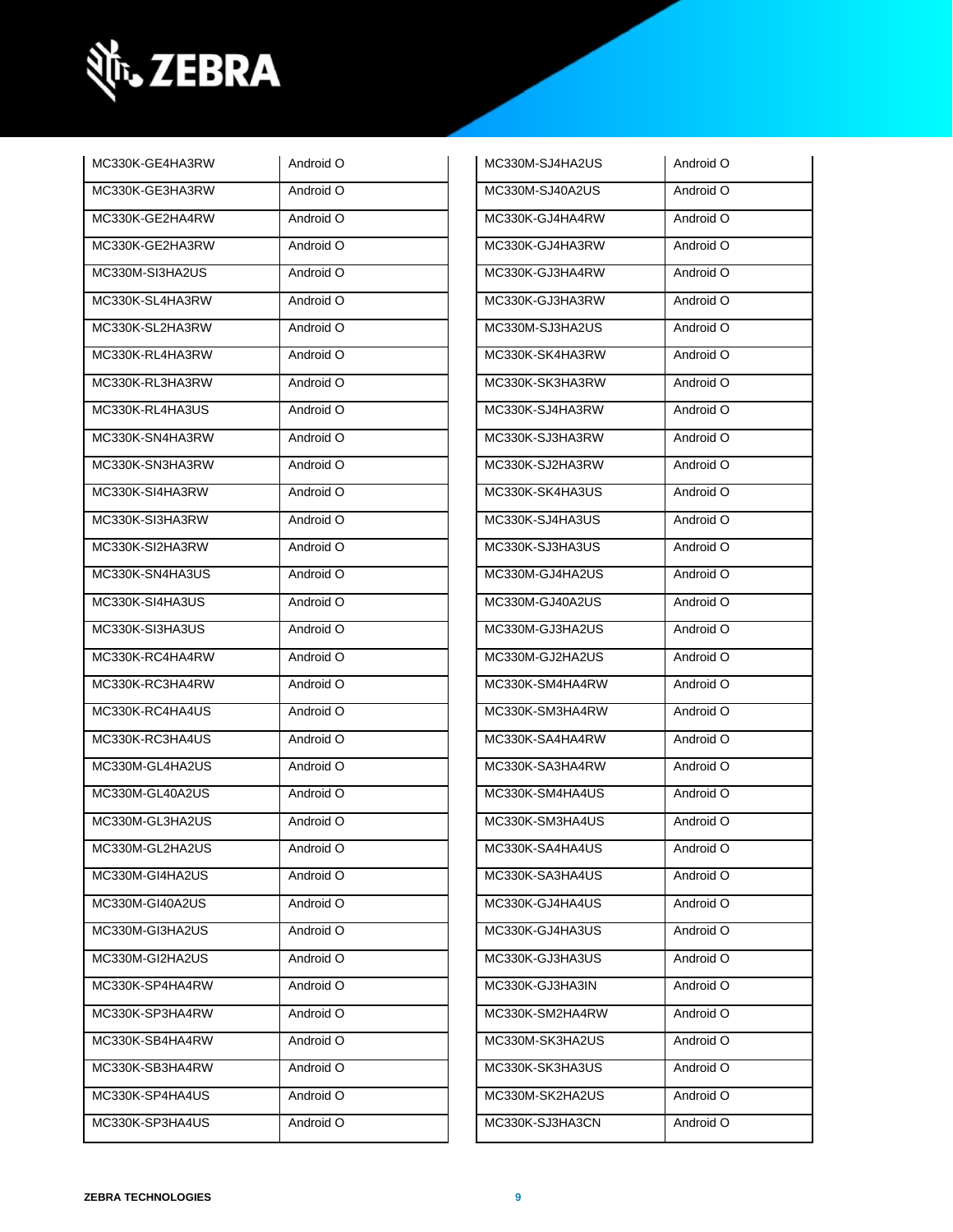| | |
|---|---|
| MC330K-GE4HA3RW | Android O |
| MC330K-GE3HA3RW | Android O |
| MC330K-GE2HA4RW | Android O |
| MC330K-GE2HA3RW | Android O |
| MC330M-SI3HA2US | Android O |
| MC330K-SL4HA3RW | Android O |
| MC330K-SL2HA3RW | Android O |
| MC330K-RL4HA3RW | Android O |
| MC330K-RL3HA3RW | Android O |
| MC330K-RL4HA3US | Android O |
| MC330K-SN4HA3RW | Android O |
| MC330K-SN3HA3RW | Android O |
| MC330K-SI4HA3RW | Android O |
| MC330K-SI3HA3RW | Android O |
| MC330K-SI2HA3RW | Android O |
| MC330K-SN4HA3US | Android O |
| MC330K-SI4HA3US | Android O |
| MC330K-SI3HA3US | Android O |
| MC330K-RC4HA4RW | Android O |
| MC330K-RC3HA4RW | Android O |
| MC330K-RC4HA4US | Android O |
| MC330K-RC3HA4US | Android O |
| MC330M-GL4HA2US | Android O |
| MC330M-GL40A2US | Android O |
| MC330M-GL3HA2US | Android O |
| MC330M-GL2HA2US | Android O |
| MC330M-GI4HA2US | Android O |
| MC330M-GI40A2US | Android O |
| MC330M-GI3HA2US | Android O |
| MC330M-GI2HA2US | Android O |
| MC330K-SP4HA4RW | Android O |
| MC330K-SP3HA4RW | Android O |
| MC330K-SB4HA4RW | Android O |
| MC330K-SB3HA4RW | Android O |
| MC330K-SP4HA4US | Android O |
| MC330K-SP3HA4US | Android O |

| | |
|---|---|
| MC330M-SJ4HA2US | Android O |
| MC330M-SJ40A2US | Android O |
| MC330K-GJ4HA4RW | Android O |
| MC330K-GJ4HA3RW | Android O |
| MC330K-GJ3HA4RW | Android O |
| MC330K-GJ3HA3RW | Android O |
| MC330M-SJ3HA2US | Android O |
| MC330K-SK4HA3RW | Android O |
| MC330K-SK3HA3RW | Android O |
| MC330K-SJ4HA3RW | Android O |
| MC330K-SJ3HA3RW | Android O |
| MC330K-SJ2HA3RW | Android O |
| MC330K-SK4HA3US | Android O |
| MC330K-SJ4HA3US | Android O |
| MC330K-SJ3HA3US | Android O |
| MC330M-GJ4HA2US | Android O |
| MC330M-GJ40A2US | Android O |
| MC330M-GJ3HA2US | Android O |
| MC330M-GJ2HA2US | Android O |
| MC330K-SM4HA4RW | Android O |
| MC330K-SM3HA4RW | Android O |
| MC330K-SA4HA4RW | Android O |
| MC330K-SA3HA4RW | Android O |
| MC330K-SM4HA4US | Android O |
| MC330K-SM3HA4US | Android O |
| MC330K-SA4HA4US | Android O |
| MC330K-SA3HA4US | Android O |
| MC330K-GJ4HA4US | Android O |
| MC330K-GJ4HA3US | Android O |
| MC330K-GJ3HA3US | Android O |
| MC330K-GJ3HA3IN | Android O |
| MC330K-SM2HA4RW | Android O |
| MC330M-SK3HA2US | Android O |
| MC330K-SK3HA3US | Android O |
| MC330M-SK2HA2US | Android O |
| MC330K-SJ3HA3CN | Android O |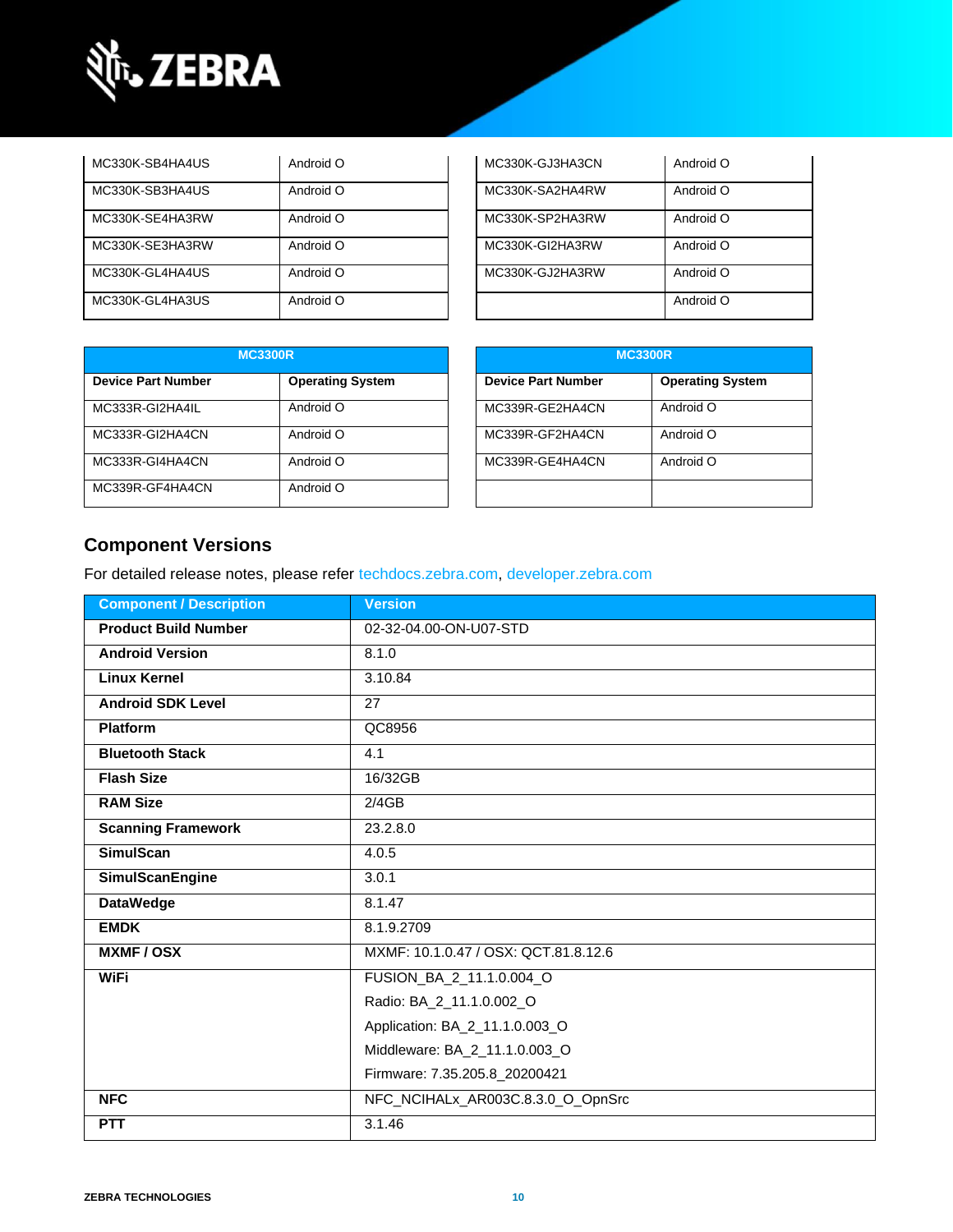| | | | |
|---|---|---|---|
| MC330K-SB4HA4US | Android O | MC330K-GJ3HA3CN | Android O |
| MC330K-SB3HA4US | Android O | MC330K-SA2HA4RW | Android O |
| MC330K-SE4HA3RW | Android O | MC330K-SP2HA3RW | Android O |
| MC330K-SE3HA3RW | Android O | MC330K-GI2HA3RW | Android O |
| MC330K-GL4HA4US | Android O | MC330K-GJ2HA3RW | Android O |
| MC330K-GL4HA3US | Android O | | Android O |

| MC3300R | | MC3300R | |
|---|---|---|---|
| **Device Part Number** | **Operating System** | **Device Part Number** | **Operating System** |
| MC333R-GI2HA4IL | Android O | MC339R-GE2HA4CN | Android O |
| MC333R-GI2HA4CN | Android O | MC339R-GF2HA4CN | Android O |
| MC333R-GI4HA4CN | Android O | MC339R-GE4HA4CN | Android O |
| MC339R-GF4HA4CN | Android O | | |

## Component Versions

For detailed release notes, please refer techdocs.zebra.com, developer.zebra.com

| Component / Description | Version |
|---|---|
| **Product Build Number** | 02-32-04.00-ON-U07-STD |
| **Android Version** | 8.1.0 |
| **Linux Kernel** | 3.10.84 |
| **Android SDK Level** | 27 |
| **Platform** | QC8956 |
| **Bluetooth Stack** | 4.1 |
| **Flash Size** | 16/32GB |
| **RAM Size** | 2/4GB |
| **Scanning Framework** | 23.2.8.0 |
| **SimulScan** | 4.0.5 |
| **SimulScanEngine** | 3.0.1 |
| **DataWedge** | 8.1.47 |
| **EMDK** | 8.1.9.2709 |
| **MXMF / OSX** | MXMF: 10.1.0.47 / OSX: QCT.81.8.12.6 |
| **WiFi** | FUSION_BA_2_11.1.0.004_O<br>Radio: BA_2_11.1.0.002_O<br>Application: BA_2_11.1.0.003_O<br>Middleware: BA_2_11.1.0.003_O<br>Firmware: 7.35.205.8_20200421 |
| **NFC** | NFC_NCIHALx_AR003C.8.3.0_O_OpnSrc |
| **PTT** | 3.1.46 |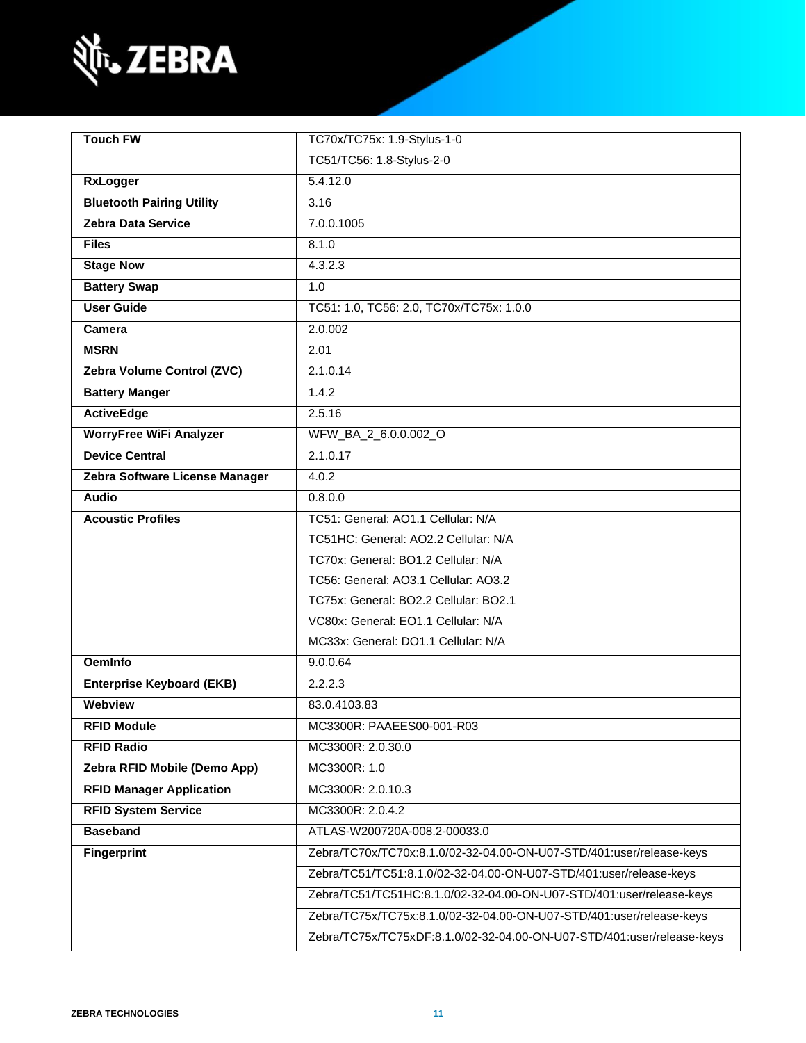| | |
|---|---|
| **Touch FW** | TC70x/TC75x: 1.9-Stylus-1-0<br>TC51/TC56: 1.8-Stylus-2-0 |
| **RxLogger** | 5.4.12.0 |
| **Bluetooth Pairing Utility** | 3.16 |
| **Zebra Data Service** | 7.0.0.1005 |
| **Files** | 8.1.0 |
| **Stage Now** | 4.3.2.3 |
| **Battery Swap** | 1.0 |
| **User Guide** | TC51: 1.0, TC56: 2.0, TC70x/TC75x: 1.0.0 |
| **Camera** | 2.0.002 |
| **MSRN** | 2.01 |
| **Zebra Volume Control (ZVC)** | 2.1.0.14 |
| **Battery Manger** | 1.4.2 |
| **ActiveEdge** | 2.5.16 |
| **WorryFree WiFi Analyzer** | WFW_BA_2_6.0.0.002_O |
| **Device Central** | 2.1.0.17 |
| **Zebra Software License Manager** | 4.0.2 |
| **Audio** | 0.8.0.0 |
| **Acoustic Profiles** | TC51: General: AO1.1 Cellular: N/A<br>TC51HC: General: AO2.2 Cellular: N/A<br>TC70x: General: BO1.2 Cellular: N/A<br>TC56: General: AO3.1 Cellular: AO3.2<br>TC75x: General: BO2.2 Cellular: BO2.1<br>VC80x: General: EO1.1 Cellular: N/A<br>MC33x: General: DO1.1 Cellular: N/A |
| **OemInfo** | 9.0.0.64 |
| **Enterprise Keyboard (EKB)** | 2.2.2.3 |
| **Webview** | 83.0.4103.83 |
| **RFID Module** | MC3300R: PAAEES00-001-R03 |
| **RFID Radio** | MC3300R: 2.0.30.0 |
| **Zebra RFID Mobile (Demo App)** | MC3300R: 1.0 |
| **RFID Manager Application** | MC3300R: 2.0.10.3 |
| **RFID System Service** | MC3300R: 2.0.4.2 |
| **Baseband** | ATLAS-W200720A-008.2-00033.0 |
| **Fingerprint** | Zebra/TC70x/TC70x:8.1.0/02-32-04.00-ON-U07-STD/401:user/release-keys<br>Zebra/TC51/TC51:8.1.0/02-32-04.00-ON-U07-STD/401:user/release-keys<br>Zebra/TC51/TC51HC:8.1.0/02-32-04.00-ON-U07-STD/401:user/release-keys<br>Zebra/TC75x/TC75x:8.1.0/02-32-04.00-ON-U07-STD/401:user/release-keys<br>Zebra/TC75x/TC75xDF:8.1.0/02-32-04.00-ON-U07-STD/401:user/release-keys |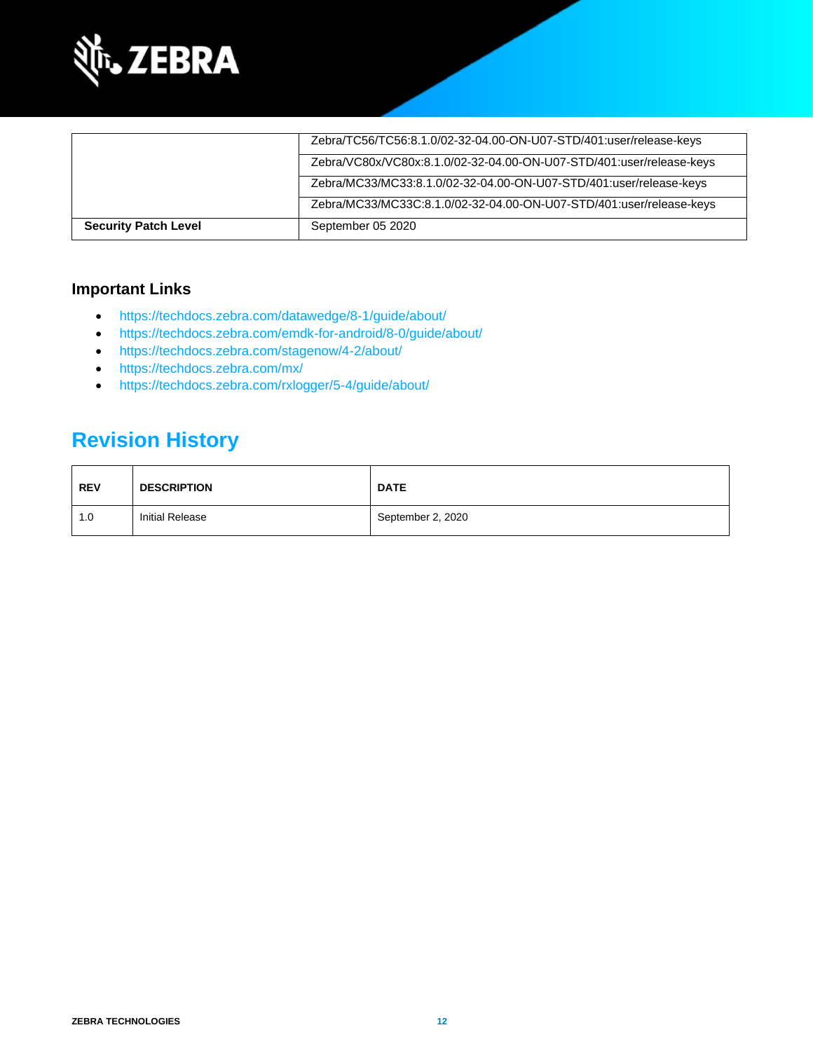| | |
|---|---|
| | Zebra/TC56/TC56:8.1.0/02-32-04.00-ON-U07-STD/401:user/release-keys |
| | Zebra/VC80x/VC80x:8.1.0/02-32-04.00-ON-U07-STD/401:user/release-keys |
| | Zebra/MC33/MC33:8.1.0/02-32-04.00-ON-U07-STD/401:user/release-keys |
| | Zebra/MC33/MC33C:8.1.0/02-32-04.00-ON-U07-STD/401:user/release-keys |
| **Security Patch Level** | September 05 2020 |

### Important Links

- https://techdocs.zebra.com/datawedge/8-1/guide/about/
- https://techdocs.zebra.com/emdk-for-android/8-0/guide/about/
- https://techdocs.zebra.com/stagenow/4-2/about/
- https://techdocs.zebra.com/mx/
- https://techdocs.zebra.com/rxlogger/5-4/guide/about/

## Revision History

| REV | DESCRIPTION | DATE |
|---|---|---|
| 1.0 | Initial Release | September 2, 2020 |